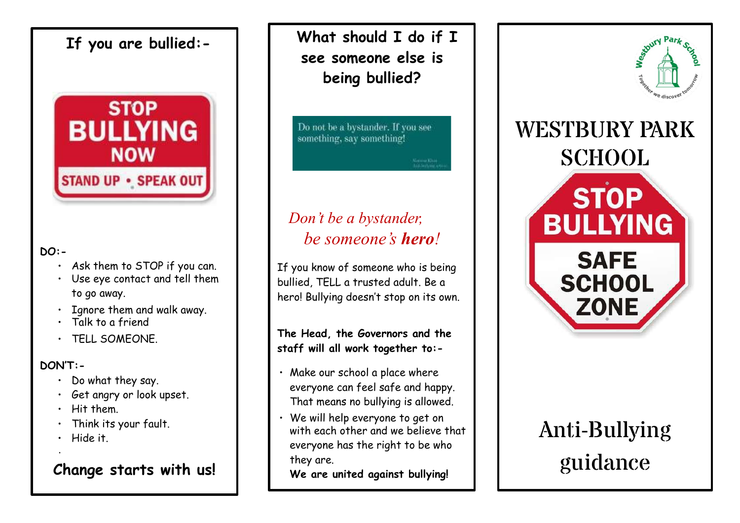## If you are bullied:-

STOP BULLYING NOW

STAND UP • SPEAK OUT

**DO:-**

- Ask them to STOP if you can.
- Use eye contact and tell them to go away.
- Ignore them and walk away.
- Talk to a friend
- TELL SOMEONE.

**DON'T:-**

- Do what they say.
- Get angry or look upset.
- Hit them.
- Think its your fault.
- Hide it.

**Change starts with us!**

## What should I do if I see someone else is being bullied?

Do not be a bystander. If you see something, say something!

*Don't be a bystander, be someone's **hero**!*

If you know of someone who is being bullied, TELL a trusted adult. Be a hero! Bullying doesn't stop on its own.

**The Head, the Governors and the staff will all work together to:-**

- Make our school a place where everyone can feel safe and happy. That means no bullying is allowed.
- We will help everyone to get on with each other and we believe that everyone has the right to be who they are.
  **We are united against bullying!**

Westbury Park School — Together we discover tomorrow

# WESTBURY PARK SCHOOL

STOP BULLYING — SAFE SCHOOL ZONE

# Anti-Bullying guidance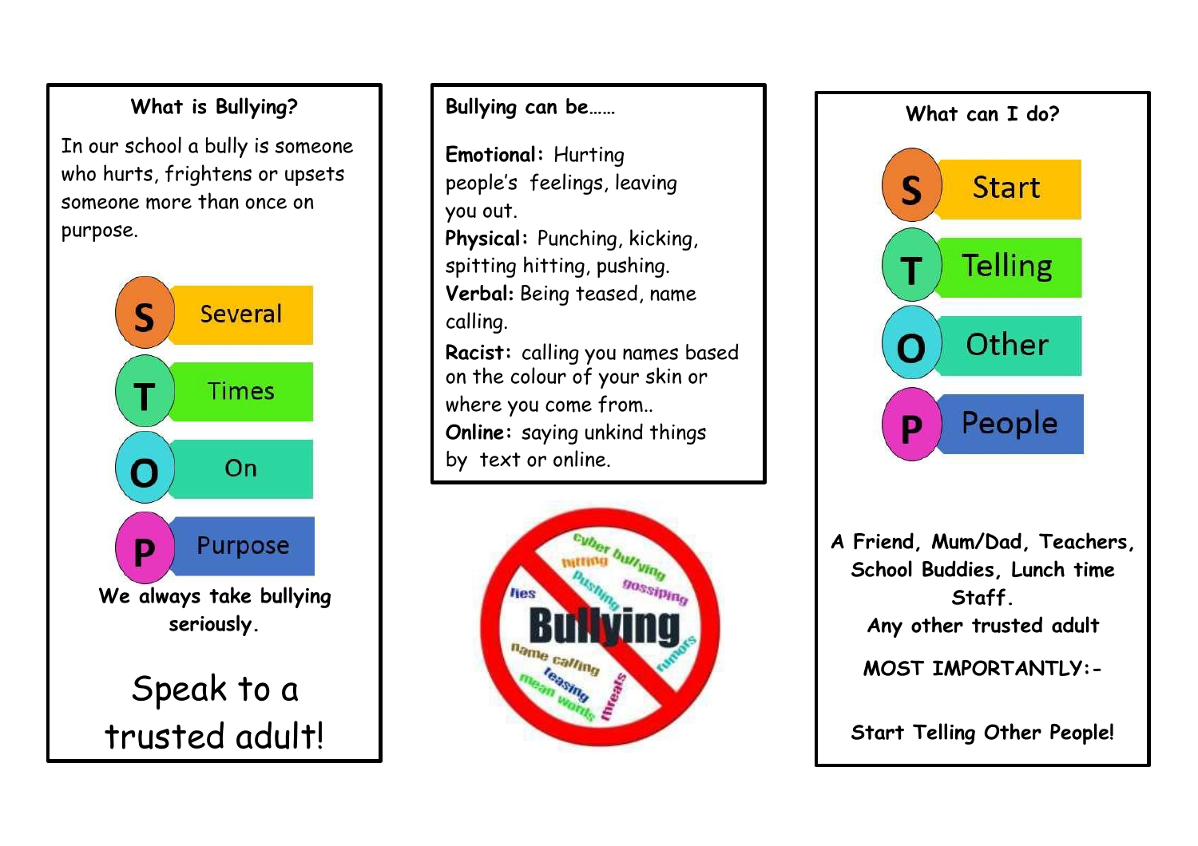## What is Bullying?

In our school a bully is someone who hurts, frightens or upsets someone more than once on purpose.

**S** Several
**T** Times
**O** On
**P** Purpose

**We always take bullying seriously.**

Speak to a trusted adult!

## Bullying can be……

**Emotional:** Hurting people's feelings, leaving you out.
**Physical:** Punching, kicking, spitting hitting, pushing.
**Verbal:** Being teased, name calling.
**Racist:** calling you names based on the colour of your skin or where you come from..
**Online:** saying unkind things by text or online.

## What can I do?

**S** Start
**T** Telling
**O** Other
**P** People

**A Friend, Mum/Dad, Teachers, School Buddies, Lunch time Staff.**
**Any other trusted adult**

**MOST IMPORTANTLY:-**

**Start Telling Other People!**